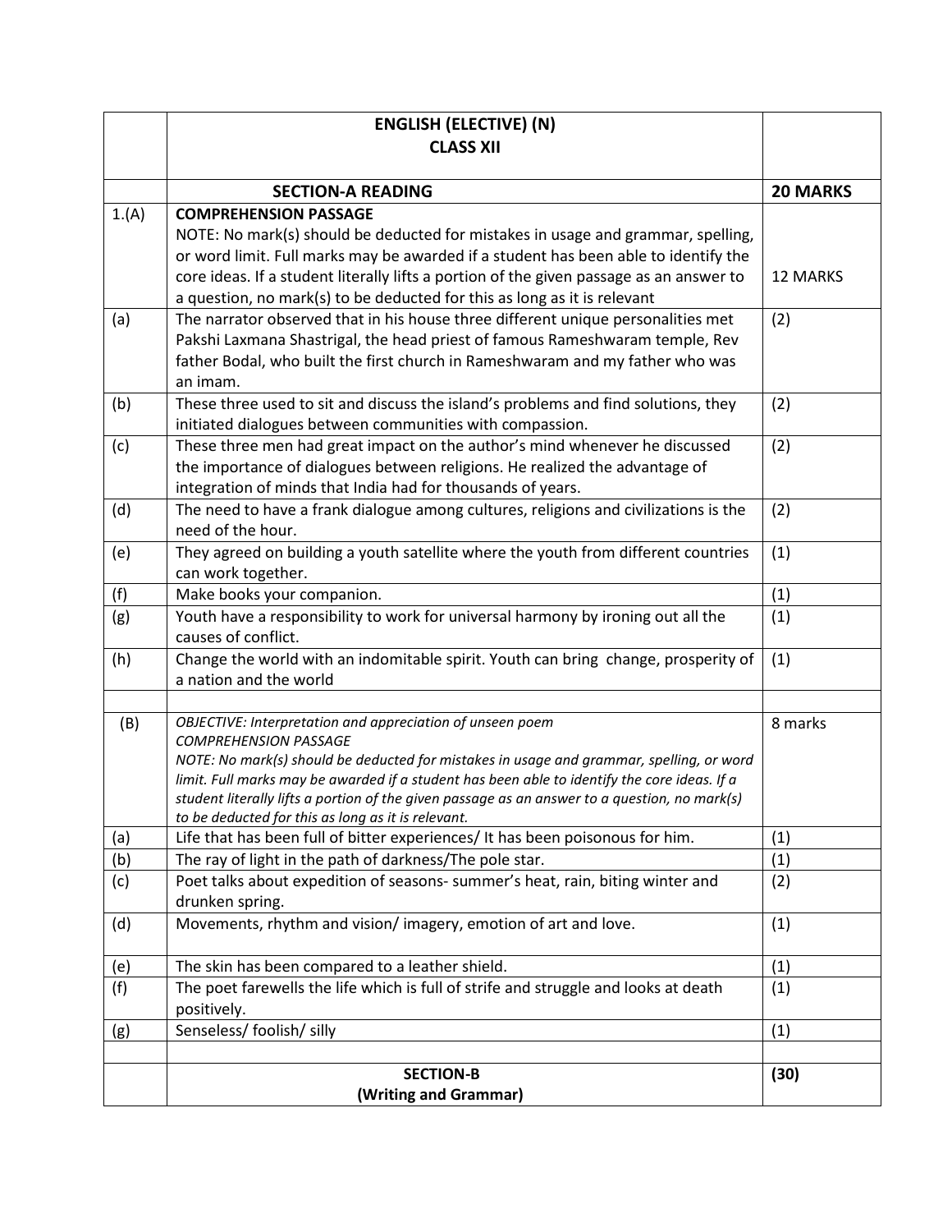| | **ENGLISH (ELECTIVE) (N)**<br>**CLASS XII** | |
|---|---|---|
| | **SECTION-A READING** | **20 MARKS** |
| 1.(A) | **COMPREHENSION PASSAGE**<br>NOTE: No mark(s) should be deducted for mistakes in usage and grammar, spelling, or word limit. Full marks may be awarded if a student has been able to identify the core ideas. If a student literally lifts a portion of the given passage as an answer to a question, no mark(s) to be deducted for this as long as it is relevant | 12 MARKS |
| (a) | The narrator observed that in his house three different unique personalities met Pakshi Laxmana Shastrigal, the head priest of famous Rameshwaram temple, Rev father Bodal, who built the first church in Rameshwaram and my father who was an imam. | (2) |
| (b) | These three used to sit and discuss the island's problems and find solutions, they initiated dialogues between communities with compassion. | (2) |
| (c) | These three men had great impact on the author's mind whenever he discussed the importance of dialogues between religions. He realized the advantage of integration of minds that India had for thousands of years. | (2) |
| (d) | The need to have a frank dialogue among cultures, religions and civilizations is the need of the hour. | (2) |
| (e) | They agreed on building a youth satellite where the youth from different countries can work together. | (1) |
| (f) | Make books your companion. | (1) |
| (g) | Youth have a responsibility to work for universal harmony by ironing out all the causes of conflict. | (1) |
| (h) | Change the world with an indomitable spirit. Youth can bring change, prosperity of a nation and the world | (1) |
| | | |
| (B) | *OBJECTIVE: Interpretation and appreciation of unseen poem*<br>*COMPREHENSION PASSAGE*<br>*NOTE: No mark(s) should be deducted for mistakes in usage and grammar, spelling, or word limit. Full marks may be awarded if a student has been able to identify the core ideas. If a student literally lifts a portion of the given passage as an answer to a question, no mark(s) to be deducted for this as long as it is relevant.* | 8 marks |
| (a) | Life that has been full of bitter experiences/ It has been poisonous for him. | (1) |
| (b) | The ray of light in the path of darkness/The pole star. | (1) |
| (c) | Poet talks about expedition of seasons- summer's heat, rain, biting winter and drunken spring. | (2) |
| (d) | Movements, rhythm and vision/ imagery, emotion of art and love. | (1) |
| (e) | The skin has been compared to a leather shield. | (1) |
| (f) | The poet farewells the life which is full of strife and struggle and looks at death positively. | (1) |
| (g) | Senseless/ foolish/ silly | (1) |
| | | |
| | **SECTION-B**<br>**(Writing and Grammar)** | **(30)** |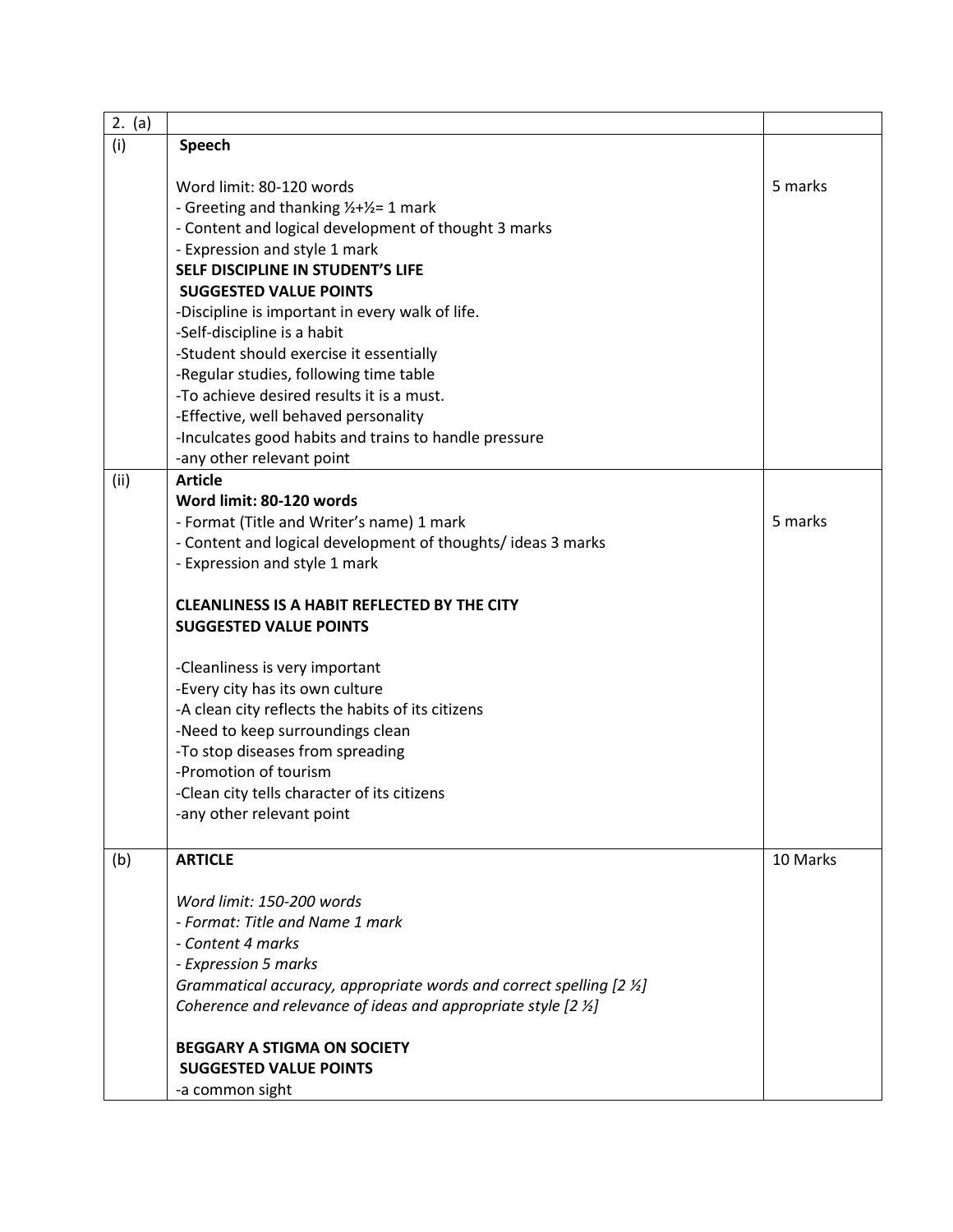| 2. (a) | | |
|---|---|---|
| (i) | **Speech**<br><br>Word limit: 80-120 words<br>- Greeting and thanking ½+½= 1 mark<br>- Content and logical development of thought 3 marks<br>- Expression and style 1 mark<br>**SELF DISCIPLINE IN STUDENT'S LIFE**<br>**SUGGESTED VALUE POINTS**<br>-Discipline is important in every walk of life.<br>-Self-discipline is a habit<br>-Student should exercise it essentially<br>-Regular studies, following time table<br>-To achieve desired results it is a must.<br>-Effective, well behaved personality<br>-Inculcates good habits and trains to handle pressure<br>-any other relevant point | 5 marks |
| (ii) | **Article**<br>**Word limit: 80-120 words**<br>- Format (Title and Writer's name) 1 mark<br>- Content and logical development of thoughts/ ideas 3 marks<br>- Expression and style 1 mark<br><br>**CLEANLINESS IS A HABIT REFLECTED BY THE CITY**<br>**SUGGESTED VALUE POINTS**<br><br>-Cleanliness is very important<br>-Every city has its own culture<br>-A clean city reflects the habits of its citizens<br>-Need to keep surroundings clean<br>-To stop diseases from spreading<br>-Promotion of tourism<br>-Clean city tells character of its citizens<br>-any other relevant point | 5 marks |
| (b) | **ARTICLE**<br><br>*Word limit: 150-200 words*<br>*- Format: Title and Name 1 mark*<br>*- Content 4 marks*<br>*- Expression 5 marks*<br>*Grammatical accuracy, appropriate words and correct spelling [2 ½]*<br>*Coherence and relevance of ideas and appropriate style [2 ½]*<br><br>**BEGGARY A STIGMA ON SOCIETY**<br>**SUGGESTED VALUE POINTS**<br>-a common sight | 10 Marks |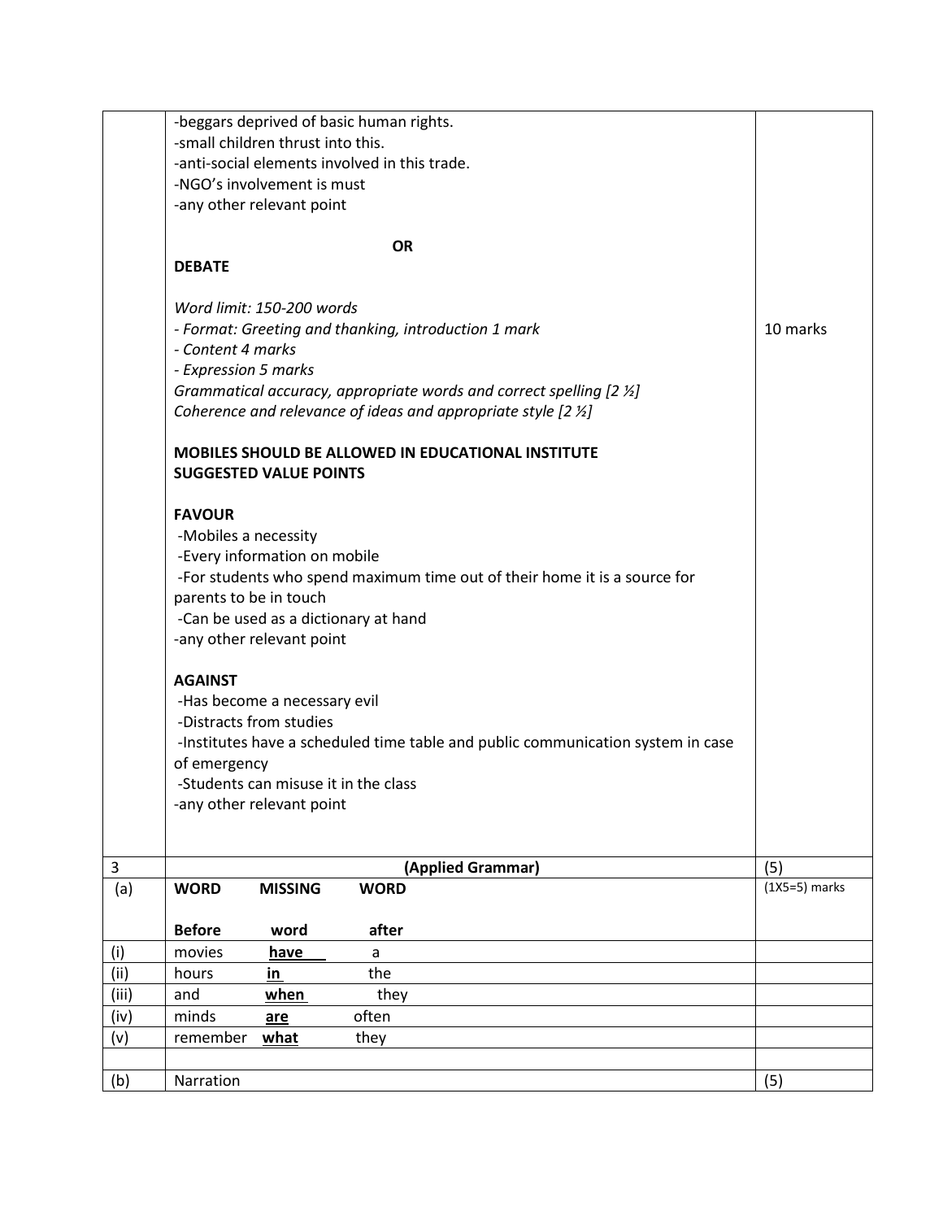| | | |
|---|---|---|
| | -beggars deprived of basic human rights.<br>-small children thrust into this.<br>-anti-social elements involved in this trade.<br>-NGO's involvement is must<br>-any other relevant point<br><br>**OR**<br>**DEBATE**<br><br>*Word limit: 150-200 words*<br>*- Format: Greeting and thanking, introduction 1 mark*<br>*- Content 4 marks*<br>*- Expression 5 marks*<br>*Grammatical accuracy, appropriate words and correct spelling [2 ½]*<br>*Coherence and relevance of ideas and appropriate style [2 ½]*<br><br>**MOBILES SHOULD BE ALLOWED IN EDUCATIONAL INSTITUTE**<br>**SUGGESTED VALUE POINTS**<br><br>**FAVOUR**<br>-Mobiles a necessity<br>-Every information on mobile<br>-For students who spend maximum time out of their home it is a source for parents to be in touch<br>-Can be used as a dictionary at hand<br>-any other relevant point<br><br>**AGAINST**<br>-Has become a necessary evil<br>-Distracts from studies<br>-Institutes have a scheduled time table and public communication system in case of emergency<br>-Students can misuse it in the class<br>-any other relevant point | 10 marks |
| 3 | **(Applied Grammar)** | (5) |
| (a) | **WORD MISSING WORD**<br><br>**Before word after** | (1X5=5) marks |
| (i) | movies **have** a | |
| (ii) | hours **in** the | |
| (iii) | and **when** they | |
| (iv) | minds **are** often | |
| (v) | remember **what** they | |
| | | |
| (b) | Narration | (5) |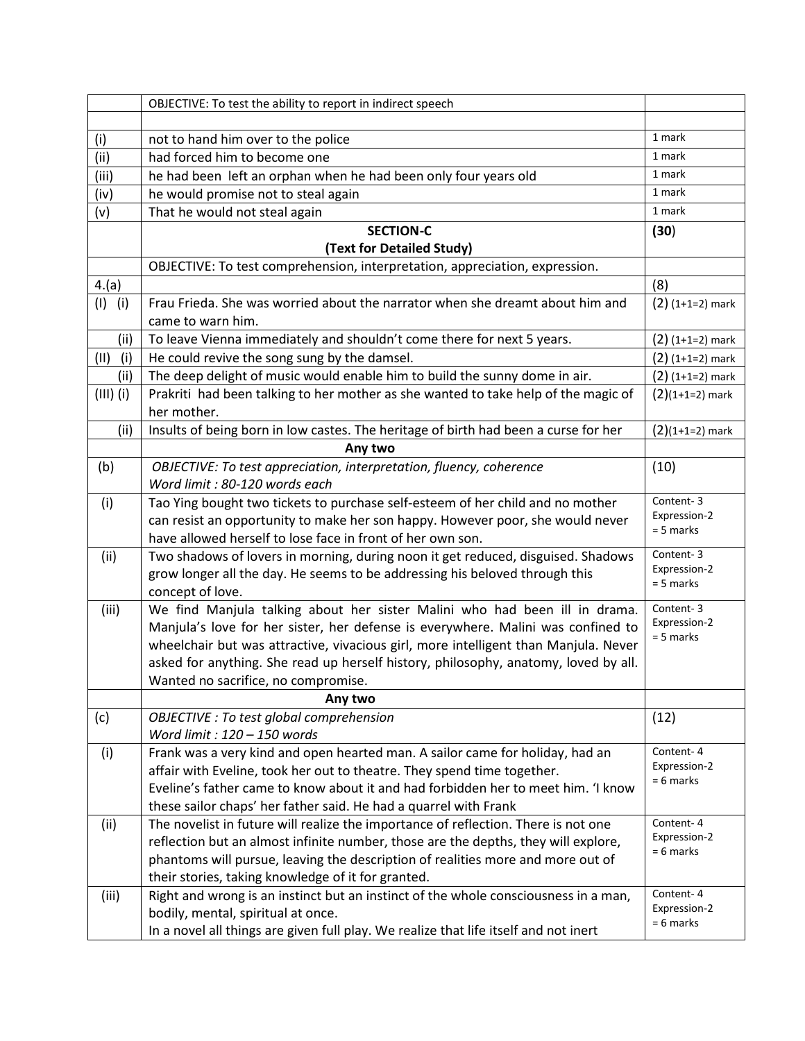| | | |
|---|---|---|
| | OBJECTIVE: To test the ability to report in indirect speech | |
| | | |
| (i) | not to hand him over to the police | 1 mark |
| (ii) | had forced him to become one | 1 mark |
| (iii) | he had been left an orphan when he had been only four years old | 1 mark |
| (iv) | he would promise not to steal again | 1 mark |
| (v) | That he would not steal again | 1 mark |
| | **SECTION-C** **(Text for Detailed Study)** | **(30)** |
| | OBJECTIVE: To test comprehension, interpretation, appreciation, expression. | |
| 4.(a) | | (8) |
| (I) (i) | Frau Frieda. She was worried about the narrator when she dreamt about him and came to warn him. | (2) (1+1=2) mark |
| (ii) | To leave Vienna immediately and shouldn't come there for next 5 years. | (2) (1+1=2) mark |
| (II) (i) | He could revive the song sung by the damsel. | (2) (1+1=2) mark |
| (ii) | The deep delight of music would enable him to build the sunny dome in air. | (2) (1+1=2) mark |
| (III) (i) | Prakriti had been talking to her mother as she wanted to take help of the magic of her mother. | (2)(1+1=2) mark |
| (ii) | Insults of being born in low castes. The heritage of birth had been a curse for her | (2)(1+1=2) mark |
| | **Any two** | |
| (b) | *OBJECTIVE: To test appreciation, interpretation, fluency, coherence* *Word limit : 80-120 words each* | (10) |
| (i) | Tao Ying bought two tickets to purchase self-esteem of her child and no mother can resist an opportunity to make her son happy. However poor, she would never have allowed herself to lose face in front of her own son. | Content- 3 Expression-2 = 5 marks |
| (ii) | Two shadows of lovers in morning, during noon it get reduced, disguised. Shadows grow longer all the day. He seems to be addressing his beloved through this concept of love. | Content- 3 Expression-2 = 5 marks |
| (iii) | We find Manjula talking about her sister Malini who had been ill in drama. Manjula's love for her sister, her defense is everywhere. Malini was confined to wheelchair but was attractive, vivacious girl, more intelligent than Manjula. Never asked for anything. She read up herself history, philosophy, anatomy, loved by all. Wanted no sacrifice, no compromise. | Content- 3 Expression-2 = 5 marks |
| | **Any two** | |
| (c) | *OBJECTIVE : To test global comprehension* *Word limit : 120 – 150 words* | (12) |
| (i) | Frank was a very kind and open hearted man. A sailor came for holiday, had an affair with Eveline, took her out to theatre. They spend time together. Eveline's father came to know about it and had forbidden her to meet him. 'I know these sailor chaps' her father said. He had a quarrel with Frank | Content- 4 Expression-2 = 6 marks |
| (ii) | The novelist in future will realize the importance of reflection. There is not one reflection but an almost infinite number, those are the depths, they will explore, phantoms will pursue, leaving the description of realities more and more out of their stories, taking knowledge of it for granted. | Content- 4 Expression-2 = 6 marks |
| (iii) | Right and wrong is an instinct but an instinct of the whole consciousness in a man, bodily, mental, spiritual at once. In a novel all things are given full play. We realize that life itself and not inert | Content- 4 Expression-2 = 6 marks |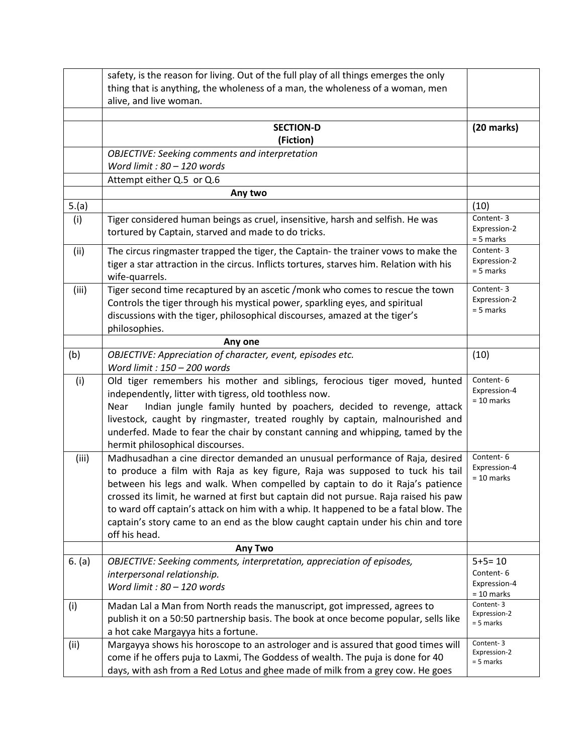| | | |
|---|---|---|
| | safety, is the reason for living. Out of the full play of all things emerges the only thing that is anything, the wholeness of a man, the wholeness of a woman, men alive, and live woman. | |
| | | |
| | **SECTION-D (Fiction)** | **(20 marks)** |
| | *OBJECTIVE: Seeking comments and interpretation Word limit : 80 – 120 words* | |
| | Attempt either Q.5 or Q.6 | |
| | **Any two** | |
| 5.(a) | | (10) |
| (i) | Tiger considered human beings as cruel, insensitive, harsh and selfish. He was tortured by Captain, starved and made to do tricks. | Content- 3 Expression-2 = 5 marks |
| (ii) | The circus ringmaster trapped the tiger, the Captain- the trainer vows to make the tiger a star attraction in the circus. Inflicts tortures, starves him. Relation with his wife-quarrels. | Content- 3 Expression-2 = 5 marks |
| (iii) | Tiger second time recaptured by an ascetic /monk who comes to rescue the town Controls the tiger through his mystical power, sparkling eyes, and spiritual discussions with the tiger, philosophical discourses, amazed at the tiger's philosophies. | Content- 3 Expression-2 = 5 marks |
| | **Any one** | |
| (b) | *OBJECTIVE: Appreciation of character, event, episodes etc. Word limit : 150 – 200 words* | (10) |
| (i) | Old tiger remembers his mother and siblings, ferocious tiger moved, hunted independently, litter with tigress, old toothless now. Near Indian jungle family hunted by poachers, decided to revenge, attack livestock, caught by ringmaster, treated roughly by captain, malnourished and underfed. Made to fear the chair by constant canning and whipping, tamed by the hermit philosophical discourses. | Content- 6 Expression-4 = 10 marks |
| (iii) | Madhusadhan a cine director demanded an unusual performance of Raja, desired to produce a film with Raja as key figure, Raja was supposed to tuck his tail between his legs and walk. When compelled by captain to do it Raja's patience crossed its limit, he warned at first but captain did not pursue. Raja raised his paw to ward off captain's attack on him with a whip. It happened to be a fatal blow. The captain's story came to an end as the blow caught captain under his chin and tore off his head. | Content- 6 Expression-4 = 10 marks |
| | **Any Two** | |
| 6. (a) | *OBJECTIVE: Seeking comments, interpretation, appreciation of episodes, interpersonal relationship. Word limit : 80 – 120 words* | 5+5= 10 Content- 6 Expression-4 = 10 marks |
| (i) | Madan Lal a Man from North reads the manuscript, got impressed, agrees to publish it on a 50:50 partnership basis. The book at once become popular, sells like a hot cake Margayya hits a fortune. | Content- 3 Expression-2 = 5 marks |
| (ii) | Margayya shows his horoscope to an astrologer and is assured that good times will come if he offers puja to Laxmi, The Goddess of wealth. The puja is done for 40 days, with ash from a Red Lotus and ghee made of milk from a grey cow. He goes | Content- 3 Expression-2 = 5 marks |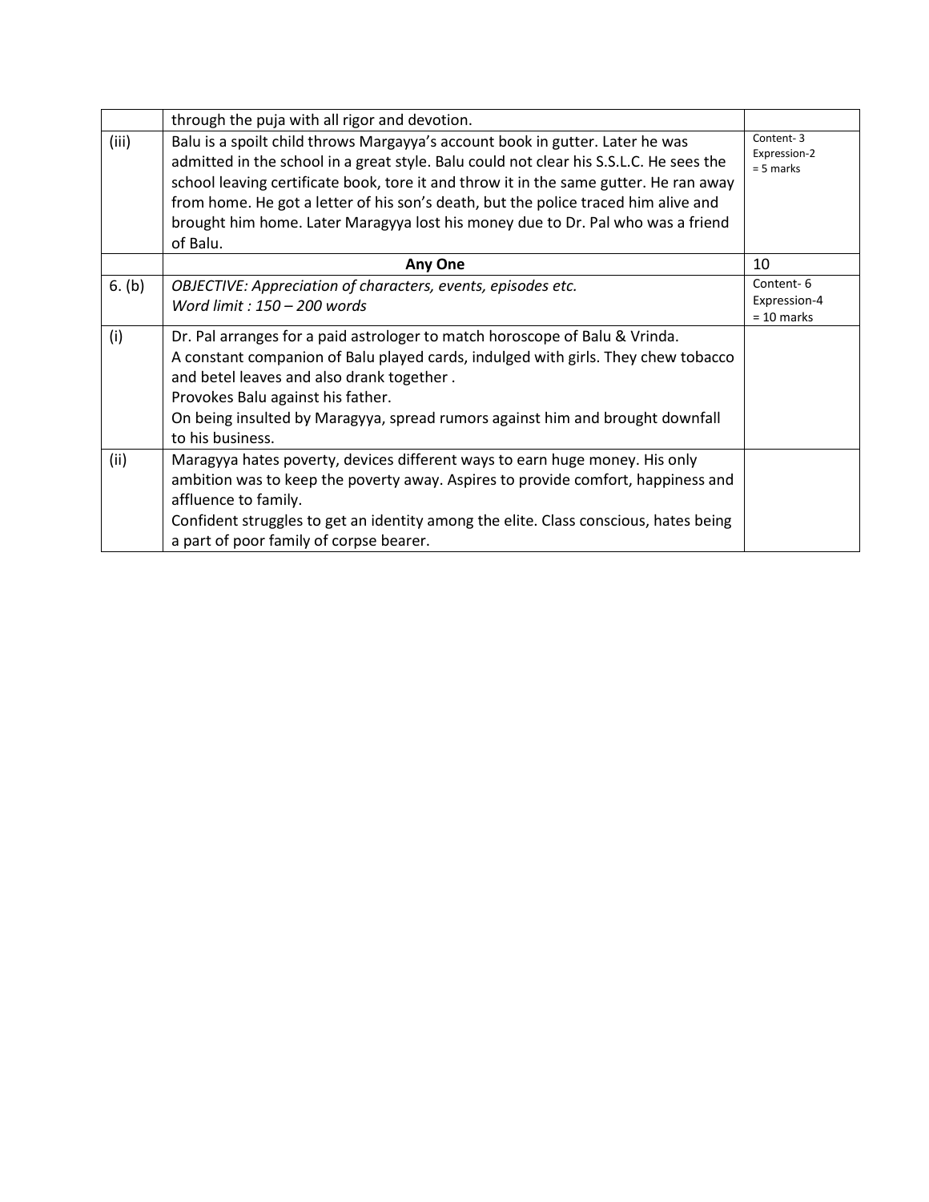| | | |
|---|---|---|
| | through the puja with all rigor and devotion. | |
| (iii) | Balu is a spoilt child throws Margayya's account book in gutter. Later he was admitted in the school in a great style. Balu could not clear his S.S.L.C. He sees the school leaving certificate book, tore it and throw it in the same gutter. He ran away from home. He got a letter of his son's death, but the police traced him alive and brought him home. Later Maragyya lost his money due to Dr. Pal who was a friend of Balu. | Content- 3<br>Expression-2<br>= 5 marks |
| | **Any One** | 10 |
| 6. (b) | *OBJECTIVE: Appreciation of characters, events, episodes etc.*<br>*Word limit : 150 – 200 words* | Content- 6<br>Expression-4<br>= 10 marks |
| (i) | Dr. Pal arranges for a paid astrologer to match horoscope of Balu & Vrinda.<br>A constant companion of Balu played cards, indulged with girls. They chew tobacco and betel leaves and also drank together .<br>Provokes Balu against his father.<br>On being insulted by Maragyya, spread rumors against him and brought downfall to his business. | |
| (ii) | Maragyya hates poverty, devices different ways to earn huge money. His only ambition was to keep the poverty away. Aspires to provide comfort, happiness and affluence to family.<br>Confident struggles to get an identity among the elite. Class conscious, hates being a part of poor family of corpse bearer. | |